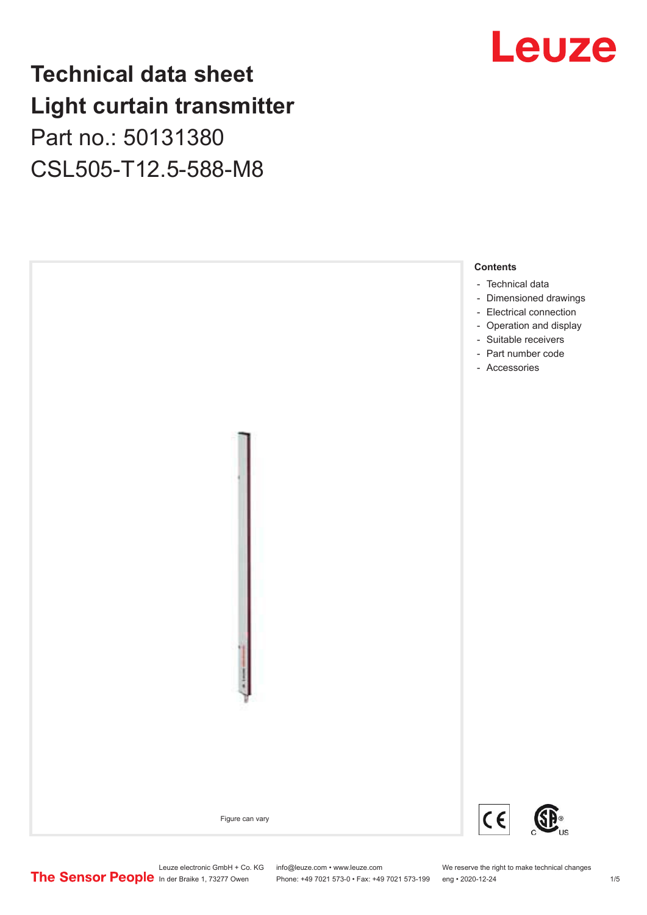# Technical data sheet
# Light curtain transmitter

Part no.: 50131380

CSL505-T12.5-588-M8

Figure can vary

**Contents**

- Technical data
- Dimensioned drawings
- Electrical connection
- Operation and display
- Suitable receivers
- Part number code
- Accessories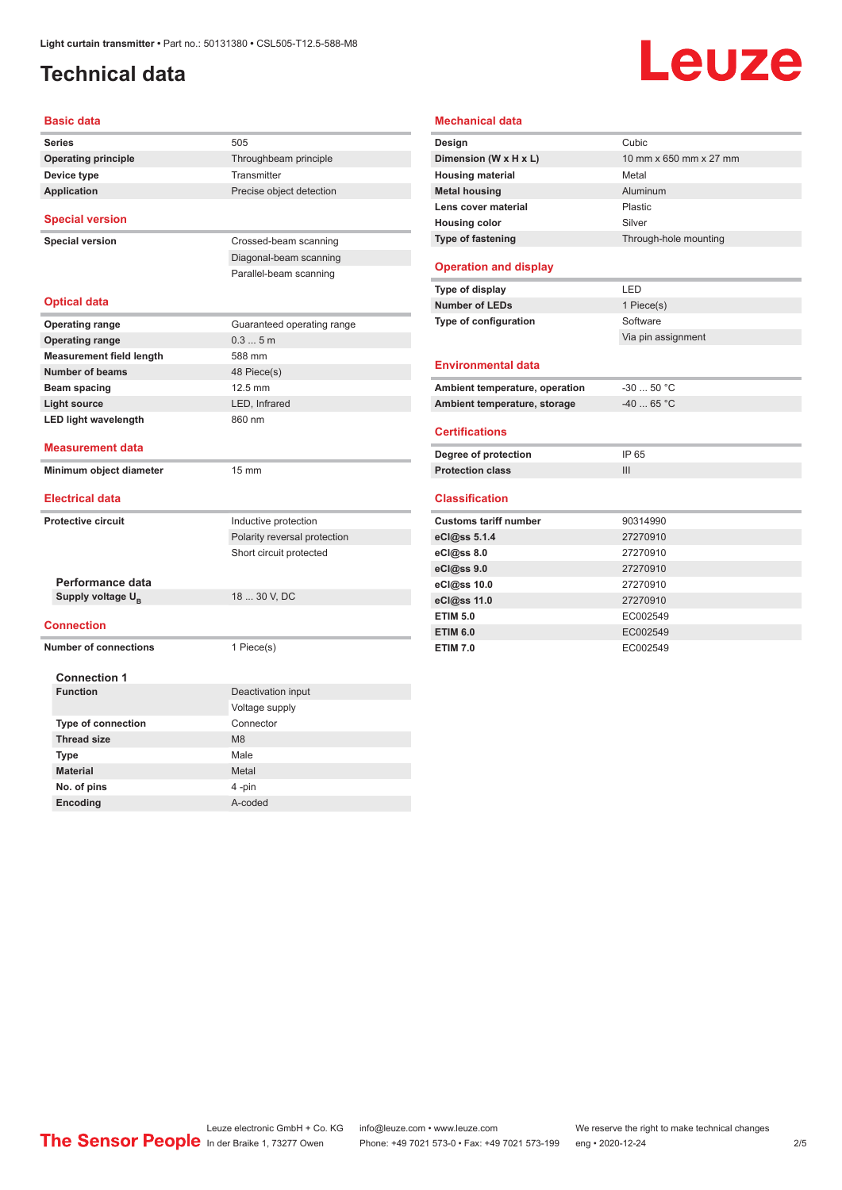# Technical data

## Basic data

| | |
|---|---|
| **Series** | 505 |
| **Operating principle** | Throughbeam principle |
| **Device type** | Transmitter |
| **Application** | Precise object detection |

## Special version

| | |
|---|---|
| **Special version** | Crossed-beam scanning |
| | Diagonal-beam scanning |
| | Parallel-beam scanning |

## Optical data

| | |
|---|---|
| **Operating range** | Guaranteed operating range |
| **Operating range** | 0.3 ... 5 m |
| **Measurement field length** | 588 mm |
| **Number of beams** | 48 Piece(s) |
| **Beam spacing** | 12.5 mm |
| **Light source** | LED, Infrared |
| **LED light wavelength** | 860 nm |

## Measurement data

| | |
|---|---|
| **Minimum object diameter** | 15 mm |

## Electrical data

| | |
|---|---|
| **Protective circuit** | Inductive protection |
| | Polarity reversal protection |
| | Short circuit protected |

### Performance data

| | |
|---|---|
| **Supply voltage $U_B$** | 18 ... 30 V, DC |

## Connection

| | |
|---|---|
| **Number of connections** | 1 Piece(s) |

### Connection 1

| | |
|---|---|
| **Function** | Deactivation input |
| | Voltage supply |
| **Type of connection** | Connector |
| **Thread size** | M8 |
| **Type** | Male |
| **Material** | Metal |
| **No. of pins** | 4 -pin |
| **Encoding** | A-coded |

## Mechanical data

| | |
|---|---|
| **Design** | Cubic |
| **Dimension (W x H x L)** | 10 mm x 650 mm x 27 mm |
| **Housing material** | Metal |
| **Metal housing** | Aluminum |
| **Lens cover material** | Plastic |
| **Housing color** | Silver |
| **Type of fastening** | Through-hole mounting |

## Operation and display

| | |
|---|---|
| **Type of display** | LED |
| **Number of LEDs** | 1 Piece(s) |
| **Type of configuration** | Software |
| | Via pin assignment |

## Environmental data

| | |
|---|---|
| **Ambient temperature, operation** | -30 ... 50 °C |
| **Ambient temperature, storage** | -40 ... 65 °C |

## Certifications

| | |
|---|---|
| **Degree of protection** | IP 65 |
| **Protection class** | III |

## Classification

| | |
|---|---|
| **Customs tariff number** | 90314990 |
| **eCl@ss 5.1.4** | 27270910 |
| **eCl@ss 8.0** | 27270910 |
| **eCl@ss 9.0** | 27270910 |
| **eCl@ss 10.0** | 27270910 |
| **eCl@ss 11.0** | 27270910 |
| **ETIM 5.0** | EC002549 |
| **ETIM 6.0** | EC002549 |
| **ETIM 7.0** | EC002549 |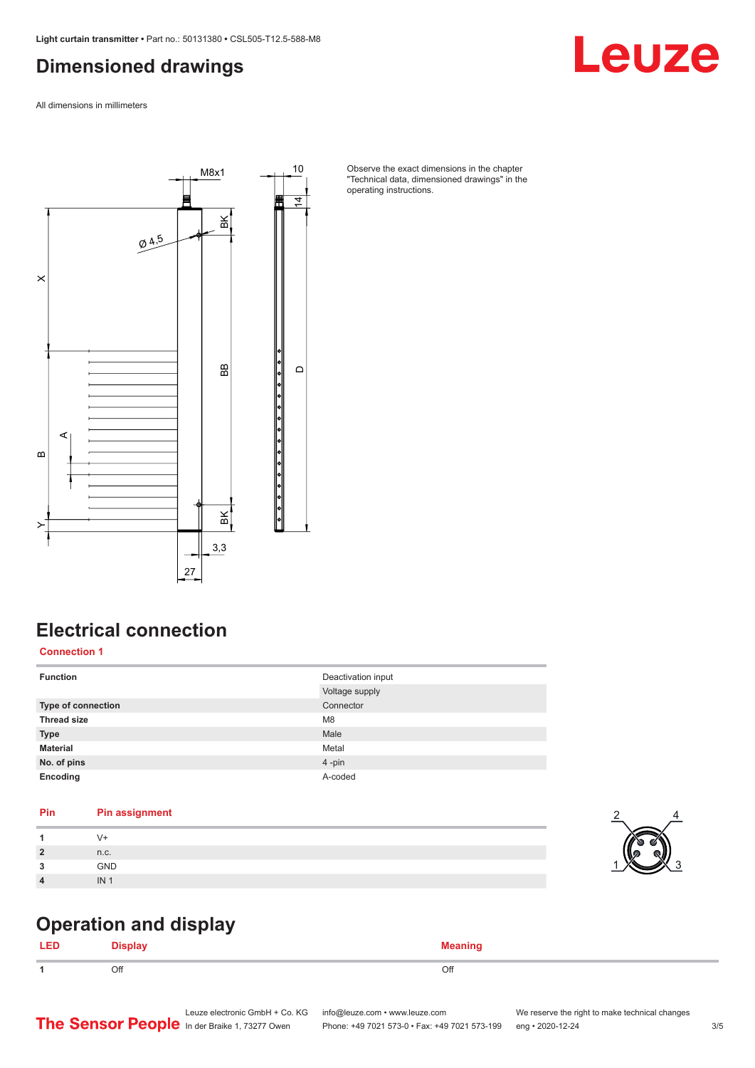## Dimensioned drawings

All dimensions in millimeters

Observe the exact dimensions in the chapter "Technical data, dimensioned drawings" in the operating instructions.

## Electrical connection

### Connection 1

| Function | Deactivation input |
| --- | --- |
| | Voltage supply |
| Type of connection | Connector |
| Thread size | M8 |
| Type | Male |
| Material | Metal |
| No. of pins | 4 -pin |
| Encoding | A-coded |

| Pin | Pin assignment |
| --- | --- |
| 1 | V+ |
| 2 | n.c. |
| 3 | GND |
| 4 | IN 1 |

## Operation and display

| LED | Display | Meaning |
| --- | --- | --- |
| 1 | Off | Off |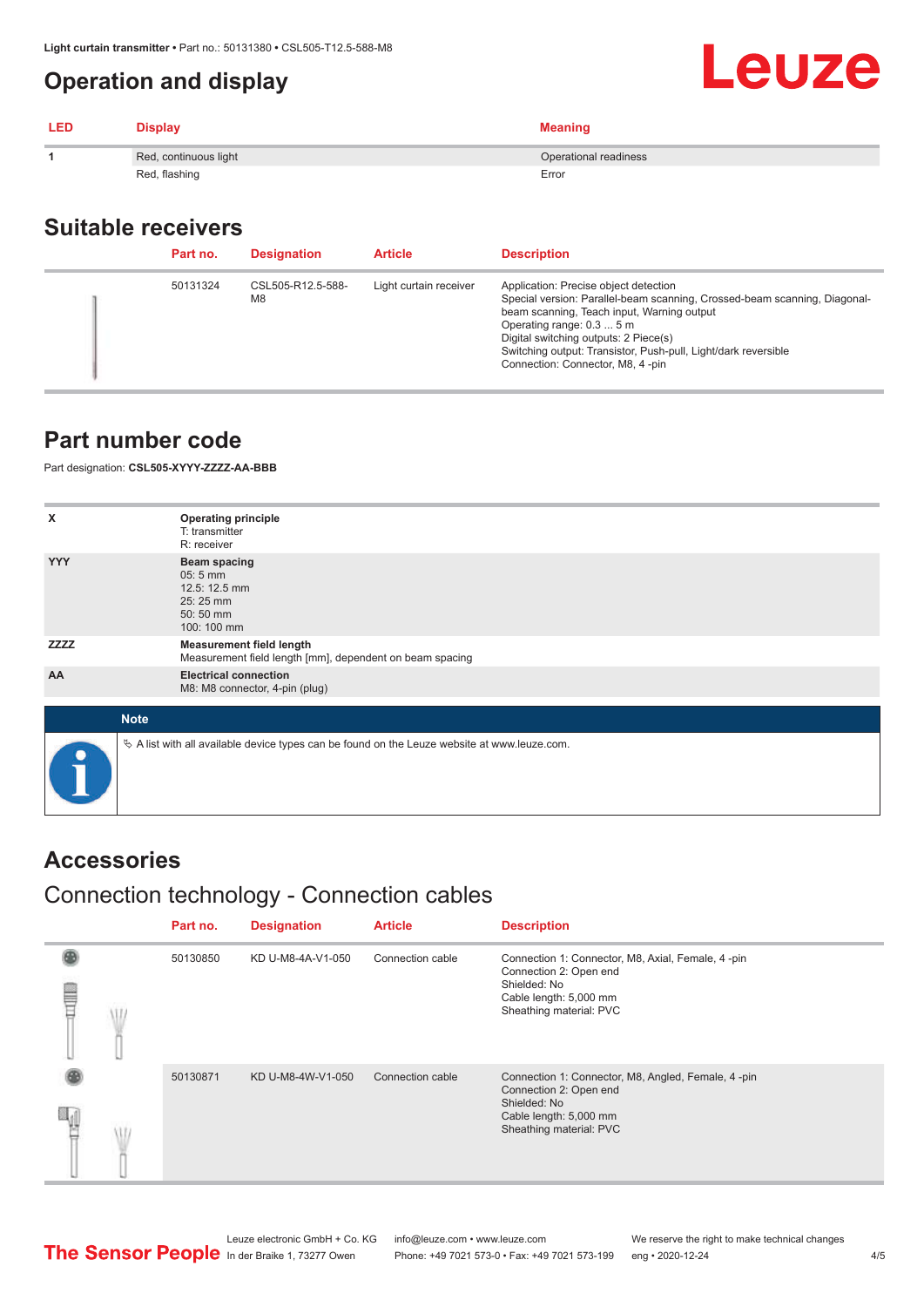## Operation and display

| LED | Display | Meaning |
|---|---|---|
| 1 | Red, continuous light | Operational readiness |
| | Red, flashing | Error |

## Suitable receivers

| Part no. | Designation | Article | Description |
|---|---|---|---|
| 50131324 | CSL505-R12.5-588-M8 | Light curtain receiver | Application: Precise object detection<br>Special version: Parallel-beam scanning, Crossed-beam scanning, Diagonal-beam scanning, Teach input, Warning output<br>Operating range: 0.3 ... 5 m<br>Digital switching outputs: 2 Piece(s)<br>Switching output: Transistor, Push-pull, Light/dark reversible<br>Connection: Connector, M8, 4 -pin |

## Part number code

Part designation: **CSL505-XYYY-ZZZZ-AA-BBB**

| | |
|---|---|
| X | **Operating principle**<br>T: transmitter<br>R: receiver |
| YYY | **Beam spacing**<br>05: 5 mm<br>12.5: 12.5 mm<br>25: 25 mm<br>50: 50 mm<br>100: 100 mm |
| ZZZZ | **Measurement field length**<br>Measurement field length [mm], dependent on beam spacing |
| AA | **Electrical connection**<br>M8: M8 connector, 4-pin (plug) |

**Note**

A list with all available device types can be found on the Leuze website at www.leuze.com.

## Accessories

### Connection technology - Connection cables

| Part no. | Designation | Article | Description |
|---|---|---|---|
| 50130850 | KD U-M8-4A-V1-050 | Connection cable | Connection 1: Connector, M8, Axial, Female, 4 -pin<br>Connection 2: Open end<br>Shielded: No<br>Cable length: 5,000 mm<br>Sheathing material: PVC |
| 50130871 | KD U-M8-4W-V1-050 | Connection cable | Connection 1: Connector, M8, Angled, Female, 4 -pin<br>Connection 2: Open end<br>Shielded: No<br>Cable length: 5,000 mm<br>Sheathing material: PVC |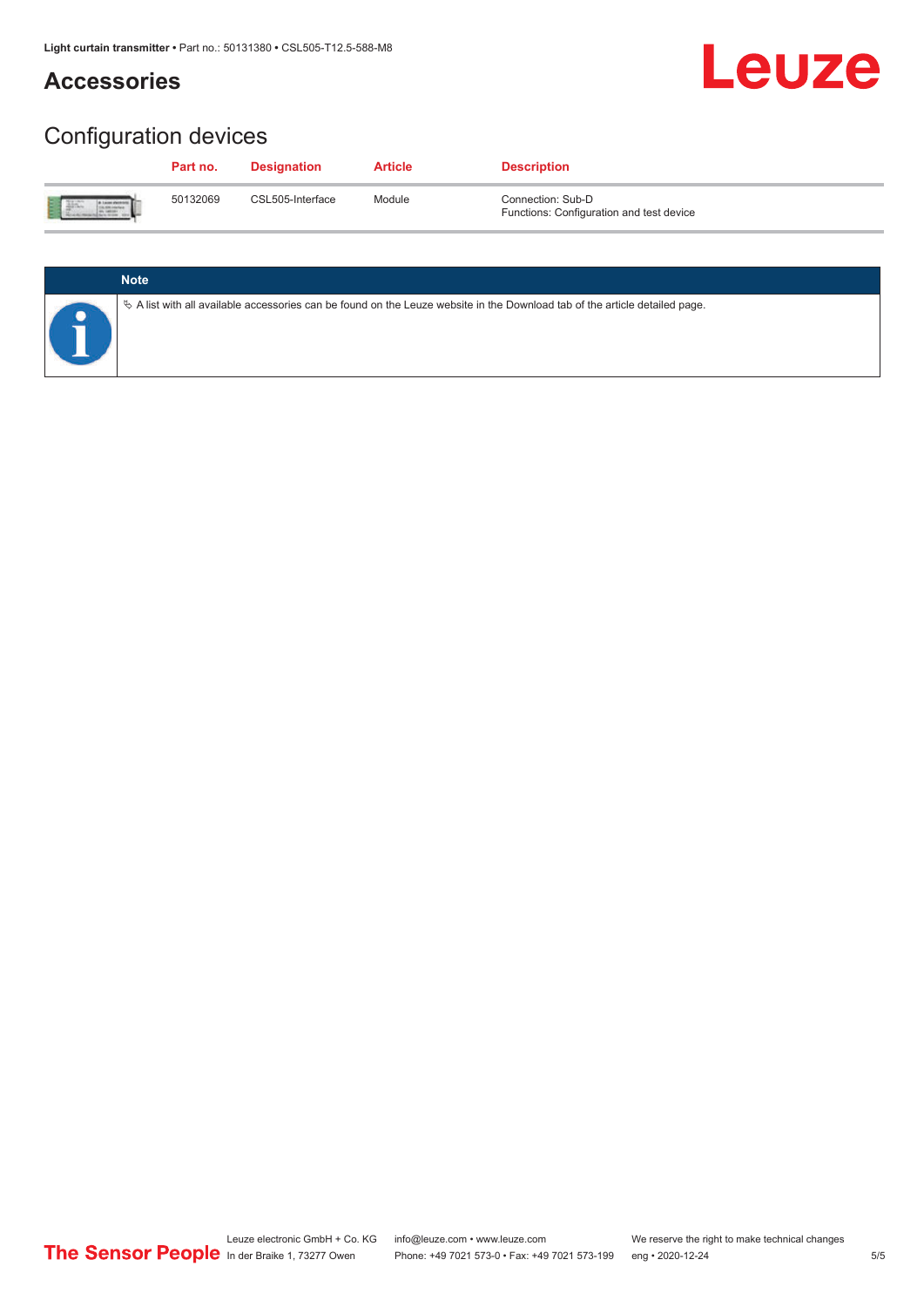## Accessories

# Configuration devices

| | Part no. | Designation | Article | Description |
|---|---|---|---|---|
| | 50132069 | CSL505-Interface | Module | Connection: Sub-D<br>Functions: Configuration and test device |

**Note**

↳ A list with all available accessories can be found on the Leuze website in the Download tab of the article detailed page.